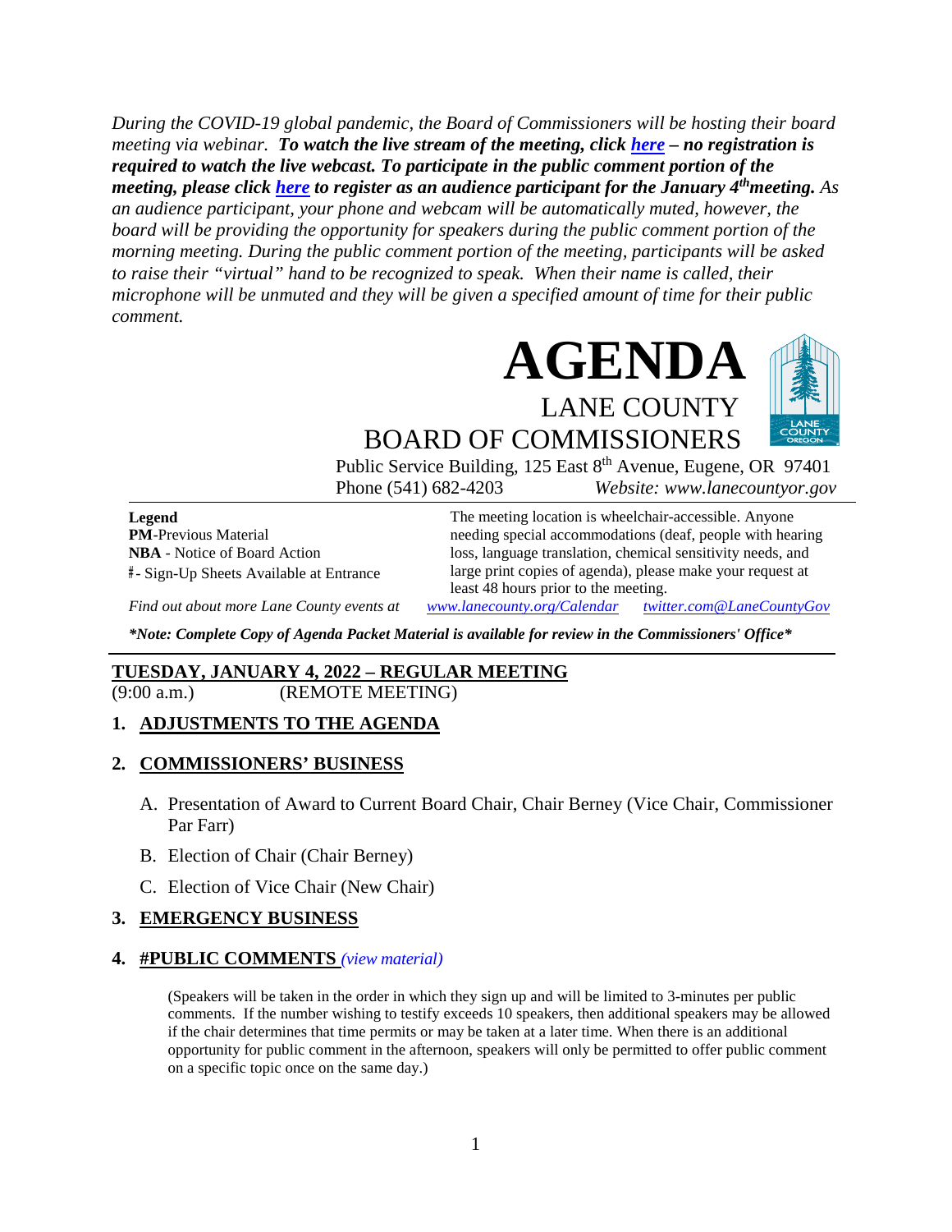*During the COVID-19 global pandemic, the Board of Commissioners will be hosting their board meeting via webinar.* ***To watch the live stream of the meeting, click [here](#) – no registration is required to watch the live webcast. To participate in the public comment portion of the meeting, please click [here](#) to register as an audience participant for the January 4th meeting.*** *As an audience participant, your phone and webcam will be automatically muted, however, the board will be providing the opportunity for speakers during the public comment portion of the morning meeting. During the public comment portion of the meeting, participants will be asked to raise their "virtual" hand to be recognized to speak. When their name is called, their microphone will be unmuted and they will be given a specified amount of time for their public comment.*

# AGENDA

## LANE COUNTY BOARD OF COMMISSIONERS

Public Service Building, 125 East 8th Avenue, Eugene, OR 97401
Phone (541) 682-4203 *Website: www.lanecountyor.gov*

**Legend**
**PM**-Previous Material
**NBA** - Notice of Board Action
#- Sign-Up Sheets Available at Entrance

The meeting location is wheelchair-accessible. Anyone needing special accommodations (deaf, people with hearing loss, language translation, chemical sensitivity needs, and large print copies of agenda), please make your request at least 48 hours prior to the meeting.

*Find out about more Lane County events at* *www.lanecounty.org/Calendar* *twitter.com@LaneCountyGov*

***Note: Complete Copy of Agenda Packet Material is available for review in the Commissioners' Office***

## TUESDAY, JANUARY 4, 2022 – REGULAR MEETING

(9:00 a.m.) (REMOTE MEETING)

### 1. ADJUSTMENTS TO THE AGENDA

### 2. COMMISSIONERS' BUSINESS

A. Presentation of Award to Current Board Chair, Chair Berney (Vice Chair, Commissioner Par Farr)

B. Election of Chair (Chair Berney)

C. Election of Vice Chair (New Chair)

### 3. EMERGENCY BUSINESS

### 4. #PUBLIC COMMENTS *(view material)*

(Speakers will be taken in the order in which they sign up and will be limited to 3-minutes per public comments. If the number wishing to testify exceeds 10 speakers, then additional speakers may be allowed if the chair determines that time permits or may be taken at a later time. When there is an additional opportunity for public comment in the afternoon, speakers will only be permitted to offer public comment on a specific topic once on the same day.)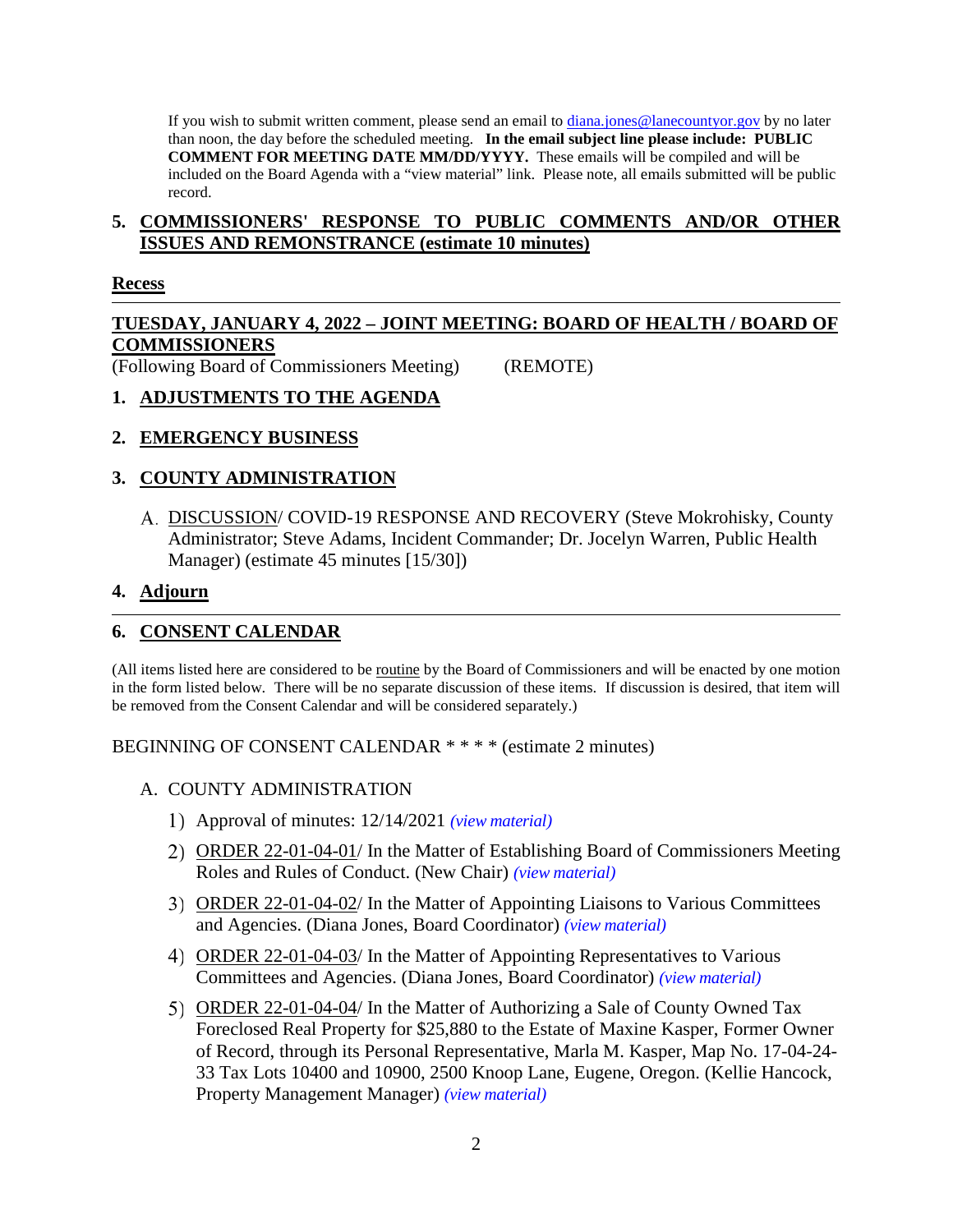If you wish to submit written comment, please send an email to diana.jones@lanecountyor.gov by no later than noon, the day before the scheduled meeting. **In the email subject line please include: PUBLIC COMMENT FOR MEETING DATE MM/DD/YYYY.** These emails will be compiled and will be included on the Board Agenda with a "view material" link. Please note, all emails submitted will be public record.

## 5. COMMISSIONERS' RESPONSE TO PUBLIC COMMENTS AND/OR OTHER ISSUES AND REMONSTRANCE (estimate 10 minutes)

**Recess**

---

## TUESDAY, JANUARY 4, 2022 – JOINT MEETING: BOARD OF HEALTH / BOARD OF COMMISSIONERS

(Following Board of Commissioners Meeting) (REMOTE)

## 1. ADJUSTMENTS TO THE AGENDA

## 2. EMERGENCY BUSINESS

## 3. COUNTY ADMINISTRATION

A. DISCUSSION/ COVID-19 RESPONSE AND RECOVERY (Steve Mokrohisky, County Administrator; Steve Adams, Incident Commander; Dr. Jocelyn Warren, Public Health Manager) (estimate 45 minutes [15/30])

## 4. Adjourn

---

## 6. CONSENT CALENDAR

(All items listed here are considered to be routine by the Board of Commissioners and will be enacted by one motion in the form listed below. There will be no separate discussion of these items. If discussion is desired, that item will be removed from the Consent Calendar and will be considered separately.)

BEGINNING OF CONSENT CALENDAR * * * * (estimate 2 minutes)

A. COUNTY ADMINISTRATION

1) Approval of minutes: 12/14/2021 *(view material)*

2) ORDER 22-01-04-01/ In the Matter of Establishing Board of Commissioners Meeting Roles and Rules of Conduct. (New Chair) *(view material)*

3) ORDER 22-01-04-02/ In the Matter of Appointing Liaisons to Various Committees and Agencies. (Diana Jones, Board Coordinator) *(view material)*

4) ORDER 22-01-04-03/ In the Matter of Appointing Representatives to Various Committees and Agencies. (Diana Jones, Board Coordinator) *(view material)*

5) ORDER 22-01-04-04/ In the Matter of Authorizing a Sale of County Owned Tax Foreclosed Real Property for $25,880 to the Estate of Maxine Kasper, Former Owner of Record, through its Personal Representative, Marla M. Kasper, Map No. 17-04-24-33 Tax Lots 10400 and 10900, 2500 Knoop Lane, Eugene, Oregon. (Kellie Hancock, Property Management Manager) *(view material)*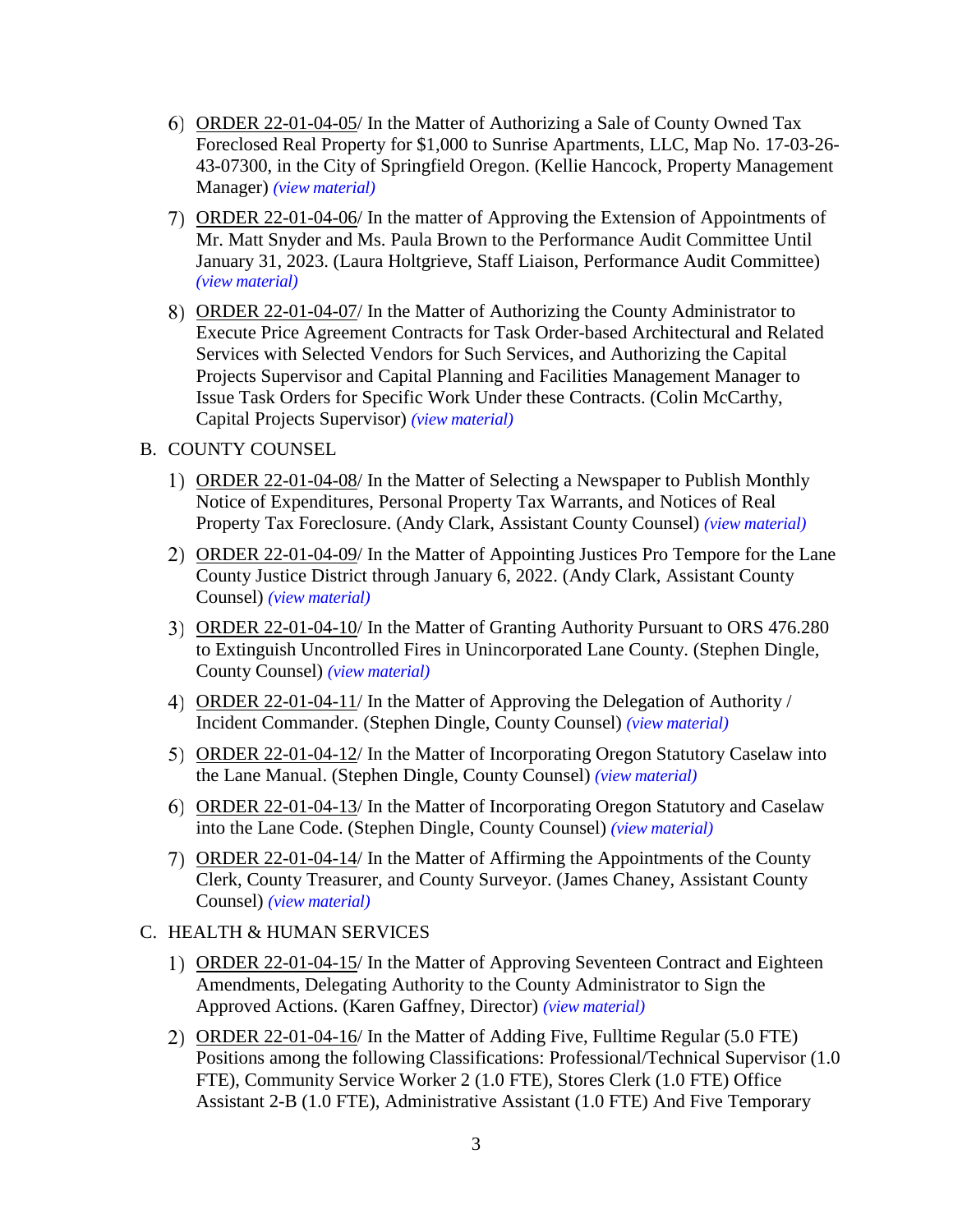6) ORDER 22-01-04-05/ In the Matter of Authorizing a Sale of County Owned Tax Foreclosed Real Property for $1,000 to Sunrise Apartments, LLC, Map No. 17-03-26-43-07300, in the City of Springfield Oregon. (Kellie Hancock, Property Management Manager) *(view material)*

7) ORDER 22-01-04-06/ In the matter of Approving the Extension of Appointments of Mr. Matt Snyder and Ms. Paula Brown to the Performance Audit Committee Until January 31, 2023. (Laura Holtgrieve, Staff Liaison, Performance Audit Committee) *(view material)*

8) ORDER 22-01-04-07/ In the Matter of Authorizing the County Administrator to Execute Price Agreement Contracts for Task Order-based Architectural and Related Services with Selected Vendors for Such Services, and Authorizing the Capital Projects Supervisor and Capital Planning and Facilities Management Manager to Issue Task Orders for Specific Work Under these Contracts. (Colin McCarthy, Capital Projects Supervisor) *(view material)*

B. COUNTY COUNSEL

1) ORDER 22-01-04-08/ In the Matter of Selecting a Newspaper to Publish Monthly Notice of Expenditures, Personal Property Tax Warrants, and Notices of Real Property Tax Foreclosure. (Andy Clark, Assistant County Counsel) *(view material)*

2) ORDER 22-01-04-09/ In the Matter of Appointing Justices Pro Tempore for the Lane County Justice District through January 6, 2022. (Andy Clark, Assistant County Counsel) *(view material)*

3) ORDER 22-01-04-10/ In the Matter of Granting Authority Pursuant to ORS 476.280 to Extinguish Uncontrolled Fires in Unincorporated Lane County. (Stephen Dingle, County Counsel) *(view material)*

4) ORDER 22-01-04-11/ In the Matter of Approving the Delegation of Authority / Incident Commander. (Stephen Dingle, County Counsel) *(view material)*

5) ORDER 22-01-04-12/ In the Matter of Incorporating Oregon Statutory Caselaw into the Lane Manual. (Stephen Dingle, County Counsel) *(view material)*

6) ORDER 22-01-04-13/ In the Matter of Incorporating Oregon Statutory and Caselaw into the Lane Code. (Stephen Dingle, County Counsel) *(view material)*

7) ORDER 22-01-04-14/ In the Matter of Affirming the Appointments of the County Clerk, County Treasurer, and County Surveyor. (James Chaney, Assistant County Counsel) *(view material)*

C. HEALTH & HUMAN SERVICES

1) ORDER 22-01-04-15/ In the Matter of Approving Seventeen Contract and Eighteen Amendments, Delegating Authority to the County Administrator to Sign the Approved Actions. (Karen Gaffney, Director) *(view material)*

2) ORDER 22-01-04-16/ In the Matter of Adding Five, Fulltime Regular (5.0 FTE) Positions among the following Classifications: Professional/Technical Supervisor (1.0 FTE), Community Service Worker 2 (1.0 FTE), Stores Clerk (1.0 FTE) Office Assistant 2-B (1.0 FTE), Administrative Assistant (1.0 FTE) And Five Temporary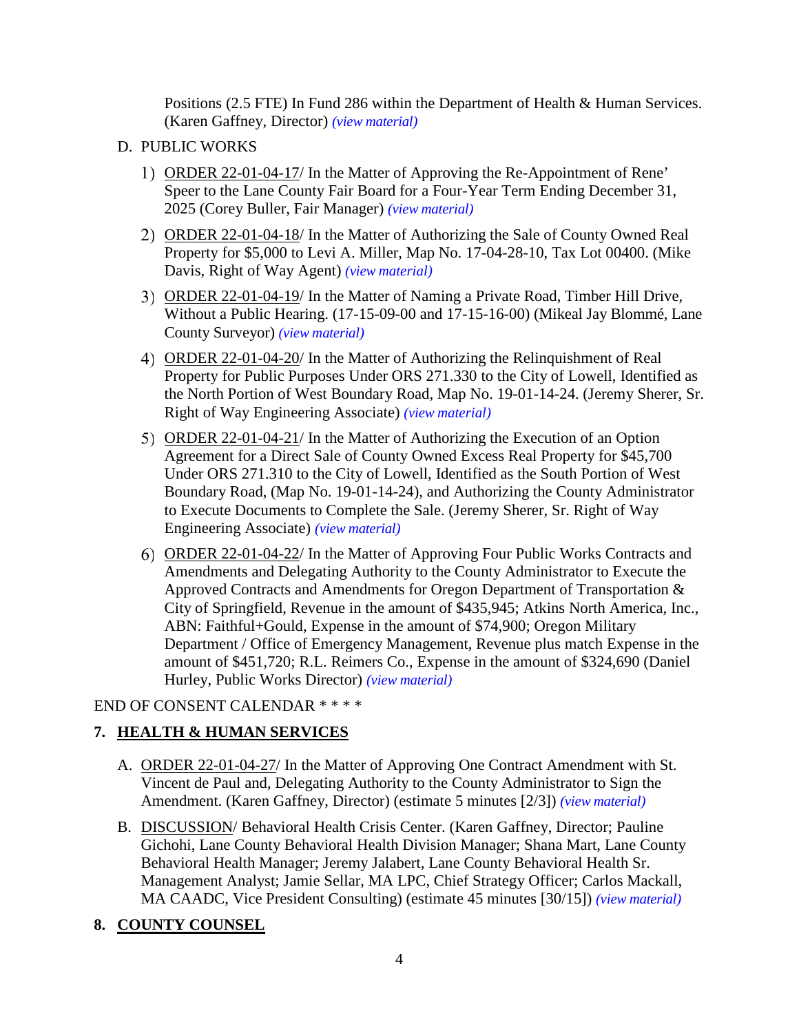Positions (2.5 FTE) In Fund 286 within the Department of Health & Human Services. (Karen Gaffney, Director) *(view material)*

D. PUBLIC WORKS

1) ORDER 22-01-04-17/ In the Matter of Approving the Re-Appointment of Rene' Speer to the Lane County Fair Board for a Four-Year Term Ending December 31, 2025 (Corey Buller, Fair Manager) *(view material)*

2) ORDER 22-01-04-18/ In the Matter of Authorizing the Sale of County Owned Real Property for $5,000 to Levi A. Miller, Map No. 17-04-28-10, Tax Lot 00400. (Mike Davis, Right of Way Agent) *(view material)*

3) ORDER 22-01-04-19/ In the Matter of Naming a Private Road, Timber Hill Drive, Without a Public Hearing. (17-15-09-00 and 17-15-16-00) (Mikeal Jay Blommé, Lane County Surveyor) *(view material)*

4) ORDER 22-01-04-20/ In the Matter of Authorizing the Relinquishment of Real Property for Public Purposes Under ORS 271.330 to the City of Lowell, Identified as the North Portion of West Boundary Road, Map No. 19-01-14-24. (Jeremy Sherer, Sr. Right of Way Engineering Associate) *(view material)*

5) ORDER 22-01-04-21/ In the Matter of Authorizing the Execution of an Option Agreement for a Direct Sale of County Owned Excess Real Property for $45,700 Under ORS 271.310 to the City of Lowell, Identified as the South Portion of West Boundary Road, (Map No. 19-01-14-24), and Authorizing the County Administrator to Execute Documents to Complete the Sale. (Jeremy Sherer, Sr. Right of Way Engineering Associate) *(view material)*

6) ORDER 22-01-04-22/ In the Matter of Approving Four Public Works Contracts and Amendments and Delegating Authority to the County Administrator to Execute the Approved Contracts and Amendments for Oregon Department of Transportation & City of Springfield, Revenue in the amount of $435,945; Atkins North America, Inc., ABN: Faithful+Gould, Expense in the amount of $74,900; Oregon Military Department / Office of Emergency Management, Revenue plus match Expense in the amount of $451,720; R.L. Reimers Co., Expense in the amount of $324,690 (Daniel Hurley, Public Works Director) *(view material)*

END OF CONSENT CALENDAR * * * *

## 7. HEALTH & HUMAN SERVICES

A. ORDER 22-01-04-27/ In the Matter of Approving One Contract Amendment with St. Vincent de Paul and, Delegating Authority to the County Administrator to Sign the Amendment. (Karen Gaffney, Director) (estimate 5 minutes [2/3]) *(view material)*

B. DISCUSSION/ Behavioral Health Crisis Center. (Karen Gaffney, Director; Pauline Gichohi, Lane County Behavioral Health Division Manager; Shana Mart, Lane County Behavioral Health Manager; Jeremy Jalabert, Lane County Behavioral Health Sr. Management Analyst; Jamie Sellar, MA LPC, Chief Strategy Officer; Carlos Mackall, MA CAADC, Vice President Consulting) (estimate 45 minutes [30/15]) *(view material)*

## 8. COUNTY COUNSEL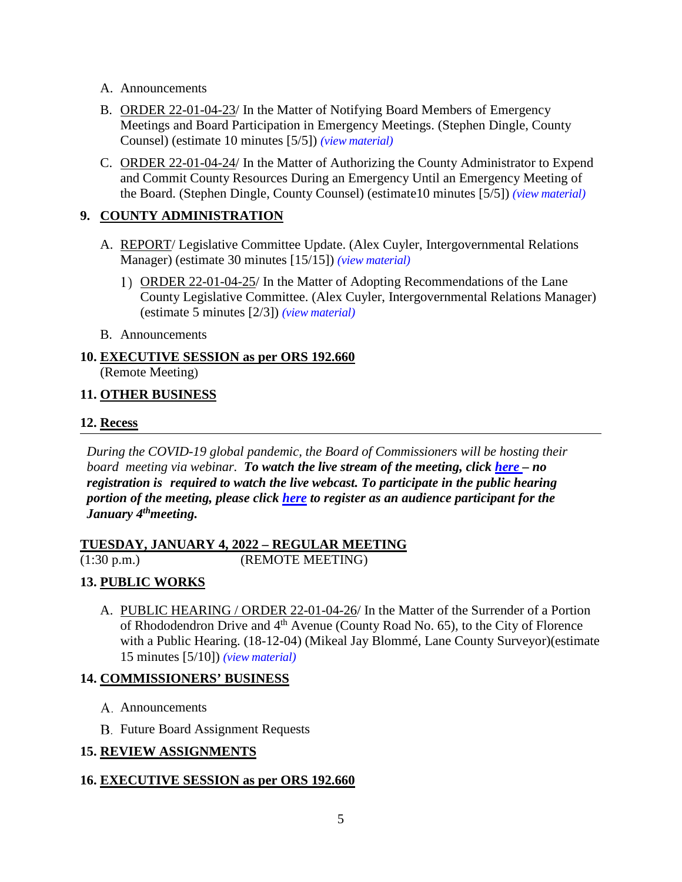A. Announcements

B. <u>ORDER 22-01-04-23</u>/ In the Matter of Notifying Board Members of Emergency Meetings and Board Participation in Emergency Meetings. (Stephen Dingle, County Counsel) (estimate 10 minutes [5/5]) *(view material)*

C. <u>ORDER 22-01-04-24</u>/ In the Matter of Authorizing the County Administrator to Expend and Commit County Resources During an Emergency Until an Emergency Meeting of the Board. (Stephen Dingle, County Counsel) (estimate10 minutes [5/5]) *(view material)*

## 9. <u>COUNTY ADMINISTRATION</u>

A. <u>REPORT</u>/ Legislative Committee Update. (Alex Cuyler, Intergovernmental Relations Manager) (estimate 30 minutes [15/15]) *(view material)*

   1) <u>ORDER 22-01-04-25</u>/ In the Matter of Adopting Recommendations of the Lane County Legislative Committee. (Alex Cuyler, Intergovernmental Relations Manager) (estimate 5 minutes [2/3]) *(view material)*

B. Announcements

## 10. <u>EXECUTIVE SESSION as per ORS 192.660</u>

(Remote Meeting)

## 11. <u>OTHER BUSINESS</u>

## 12. <u>Recess</u>

---

*During the COVID-19 global pandemic, the Board of Commissioners will be hosting their board meeting via webinar.* ***To watch the live stream of the meeting, click here – no registration is required to watch the live webcast. To participate in the public hearing portion of the meeting, please click here to register as an audience participant for the January 4th meeting.***

## <u>TUESDAY, JANUARY 4, 2022 – REGULAR MEETING</u>

(1:30 p.m.) (REMOTE MEETING)

## 13. <u>PUBLIC WORKS</u>

A. <u>PUBLIC HEARING / ORDER 22-01-04-26</u>/ In the Matter of the Surrender of a Portion of Rhododendron Drive and 4th Avenue (County Road No. 65), to the City of Florence with a Public Hearing. (18-12-04) (Mikeal Jay Blommé, Lane County Surveyor)(estimate 15 minutes [5/10]) *(view material)*

## 14. <u>COMMISSIONERS' BUSINESS</u>

A. Announcements

B. Future Board Assignment Requests

## 15. <u>REVIEW ASSIGNMENTS</u>

## 16. <u>EXECUTIVE SESSION as per ORS 192.660</u>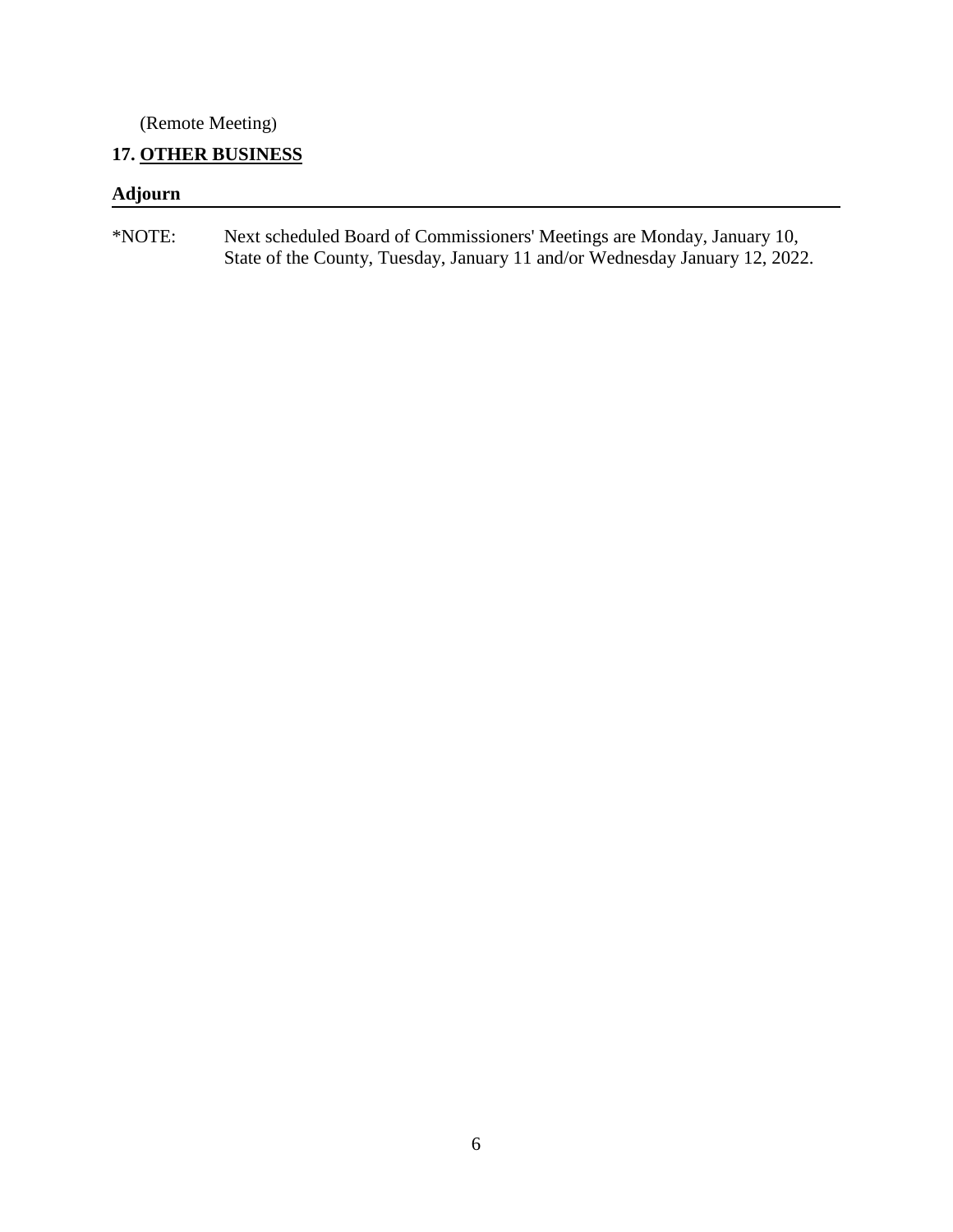(Remote Meeting)

**17. <u>OTHER BUSINESS</u>**

**Adjourn**

---

*NOTE: Next scheduled Board of Commissioners' Meetings are Monday, January 10, State of the County, Tuesday, January 11 and/or Wednesday January 12, 2022.